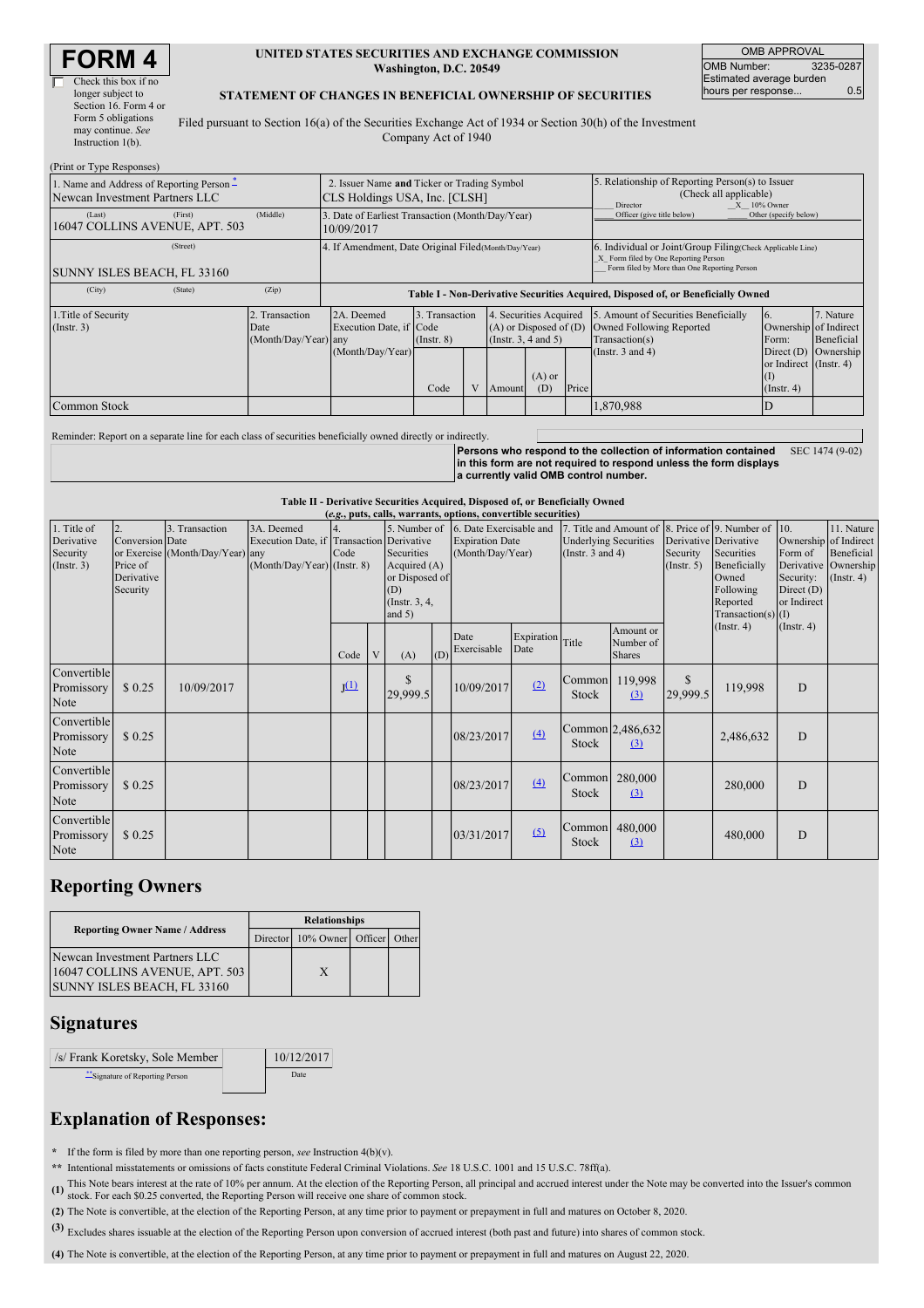# FORM 4

☐ Check this box if no longer subject to Section 16. Form 4 or Form 5 obligations may continue. *See* Instruction 1(b).

**UNITED STATES SECURITIES AND EXCHANGE COMMISSION**
**Washington, D.C. 20549**

**STATEMENT OF CHANGES IN BENEFICIAL OWNERSHIP OF SECURITIES**

Filed pursuant to Section 16(a) of the Securities Exchange Act of 1934 or Section 30(h) of the Investment Company Act of 1940

| OMB APPROVAL | |
|---|---|
| OMB Number: | 3235-0287 |
| Estimated average burden hours per response... | 0.5 |

(Print or Type Responses)

| 1. Name and Address of Reporting Person * | 2. Issuer Name and Ticker or Trading Symbol | 5. Relationship of Reporting Person(s) to Issuer (Check all applicable) |
|---|---|---|
| Newcan Investment Partners LLC | CLS Holdings USA, Inc. [CLSH] | ___ Director _X_ 10% Owner ___ Officer (give title below) ___ Other (specify below) |
| (Last) (First) (Middle) 16047 COLLINS AVENUE, APT. 503 | 3. Date of Earliest Transaction (Month/Day/Year) 10/09/2017 | |
| (Street) SUNNY ISLES BEACH, FL 33160 | 4. If Amendment, Date Original Filed (Month/Day/Year) | 6. Individual or Joint/Group Filing (Check Applicable Line) _X_ Form filed by One Reporting Person ___ Form filed by More than One Reporting Person |
| (City) (State) (Zip) | | |

**Table I - Non-Derivative Securities Acquired, Disposed of, or Beneficially Owned**

| 1.Title of Security (Instr. 3) | 2. Transaction Date (Month/Day/Year) | 2A. Deemed Execution Date, if any (Month/Day/Year) | 3. Transaction Code (Instr. 8) Code | V | 4. Securities Acquired (A) or Disposed of (D) (Instr. 3, 4 and 5) Amount | (A) or (D) | Price | 5. Amount of Securities Beneficially Owned Following Reported Transaction(s) (Instr. 3 and 4) | 6. Ownership Form: Direct (D) or Indirect (I) (Instr. 4) | 7. Nature of Indirect Beneficial Ownership (Instr. 4) |
|---|---|---|---|---|---|---|---|---|---|---|
| Common Stock | | | | | | | | 1,870,988 | D | |

Reminder: Report on a separate line for each class of securities beneficially owned directly or indirectly.

**Persons who respond to the collection of information contained in this form are not required to respond unless the form displays a currently valid OMB control number.** SEC 1474 (9-02)

**Table II - Derivative Securities Acquired, Disposed of, or Beneficially Owned**
**(*e.g.*, puts, calls, warrants, options, convertible securities)**

| 1. Title of Derivative Security (Instr. 3) | 2. Conversion or Exercise Price of Derivative Security | 3. Transaction Date (Month/Day/Year) | 3A. Deemed Execution Date, if any (Month/Day/Year) | 4. Transaction Code (Instr. 8) Code | V | 5. Number of Derivative Securities Acquired (A) or Disposed of (D) (Instr. 3, 4, and 5) (A) | (D) | 6. Date Exercisable and Expiration Date (Month/Day/Year) Date Exercisable | Expiration Date | 7. Title and Amount of Underlying Securities (Instr. 3 and 4) Title | Amount or Number of Shares | 8. Price of Derivative Security (Instr. 5) | 9. Number of Derivative Securities Beneficially Owned Following Reported Transaction(s) (Instr. 4) | 10. Ownership Form of Derivative Security: Direct (D) or Indirect (I) (Instr. 4) | 11. Nature of Indirect Beneficial Ownership (Instr. 4) |
|---|---|---|---|---|---|---|---|---|---|---|---|---|---|---|---|
| Convertible Promissory Note | $ 0.25 | 10/09/2017 | | J(1) | | $ 29,999.5 | | 10/09/2017 | (2) | Common Stock | 119,998 (3) | $ 29,999.5 | 119,998 | D | |
| Convertible Promissory Note | $ 0.25 | | | | | | | 08/23/2017 | (4) | Common Stock | 2,486,632 (3) | | 2,486,632 | D | |
| Convertible Promissory Note | $ 0.25 | | | | | | | 08/23/2017 | (4) | Common Stock | 280,000 (3) | | 280,000 | D | |
| Convertible Promissory Note | $ 0.25 | | | | | | | 03/31/2017 | (5) | Common Stock | 480,000 (3) | | 480,000 | D | |

## Reporting Owners

| Reporting Owner Name / Address | Director | 10% Owner | Officer | Other |
|---|---|---|---|---|
| Newcan Investment Partners LLC 16047 COLLINS AVENUE, APT. 503 SUNNY ISLES BEACH, FL 33160 | | X | | |

## Signatures

| /s/ Frank Koretsky, Sole Member | 10/12/2017 |
|---|---|
| **Signature of Reporting Person | Date |

## Explanation of Responses:

**\*** If the form is filed by more than one reporting person, *see* Instruction 4(b)(v).

**\*\*** Intentional misstatements or omissions of facts constitute Federal Criminal Violations. *See* 18 U.S.C. 1001 and 15 U.S.C. 78ff(a).

**(1)** This Note bears interest at the rate of 10% per annum. At the election of the Reporting Person, all principal and accrued interest under the Note may be converted into the Issuer's common stock. For each $0.25 converted, the Reporting Person will receive one share of common stock.

**(2)** The Note is convertible, at the election of the Reporting Person, at any time prior to payment or prepayment in full and matures on October 8, 2020.

**(3)** Excludes shares issuable at the election of the Reporting Person upon conversion of accrued interest (both past and future) into shares of common stock.

**(4)** The Note is convertible, at the election of the Reporting Person, at any time prior to payment or prepayment in full and matures on August 22, 2020.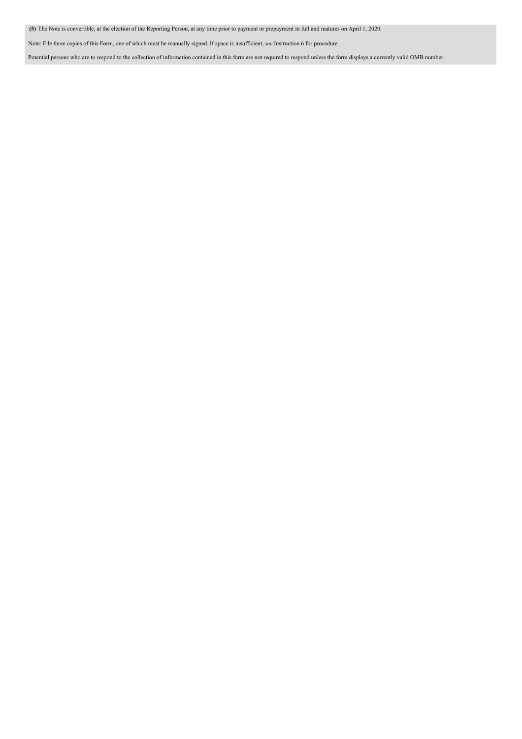**(5)** The Note is convertible, at the election of the Reporting Person, at any time prior to payment or prepayment in full and matures on April 1, 2020.

Note: File three copies of this Form, one of which must be manually signed. If space is insufficient, *see* Instruction 6 for procedure.

Potential persons who are to respond to the collection of information contained in this form are not required to respond unless the form displays a currently valid OMB number.